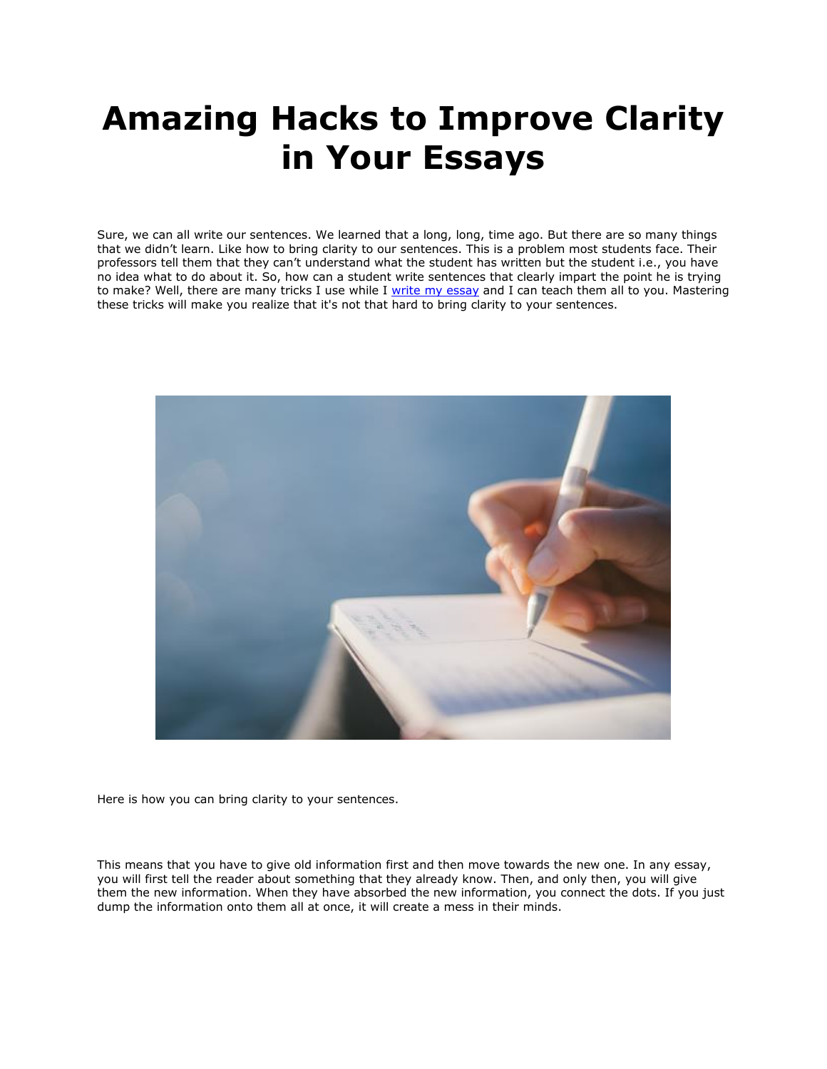# Amazing Hacks to Improve Clarity in Your Essays

Sure, we can all write our sentences. We learned that a long, long, time ago. But there are so many things that we didn't learn. Like how to bring clarity to our sentences. This is a problem most students face. Their professors tell them that they can't understand what the student has written but the student i.e., you have no idea what to do about it. So, how can a student write sentences that clearly impart the point he is trying to make? Well, there are many tricks I use while I [write my essay] and I can teach them all to you. Mastering these tricks will make you realize that it's not that hard to bring clarity to your sentences.

Here is how you can bring clarity to your sentences.

This means that you have to give old information first and then move towards the new one. In any essay, you will first tell the reader about something that they already know. Then, and only then, you will give them the new information. When they have absorbed the new information, you connect the dots. If you just dump the information onto them all at once, it will create a mess in their minds.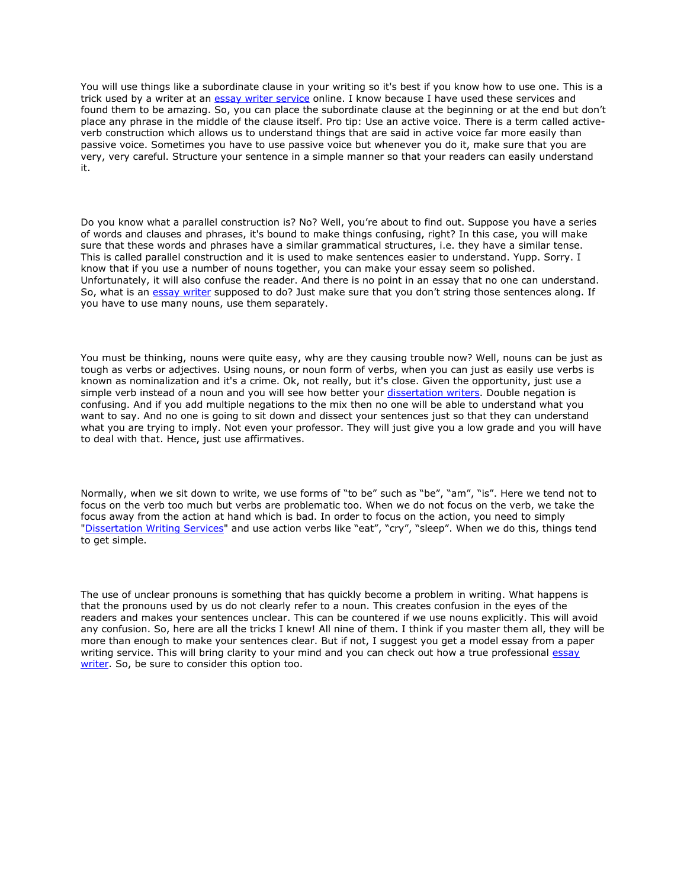You will use things like a subordinate clause in your writing so it's best if you know how to use one. This is a trick used by a writer at an [essay writer service]() online. I know because I have used these services and found them to be amazing. So, you can place the subordinate clause at the beginning or at the end but don't place any phrase in the middle of the clause itself. Pro tip: Use an active voice. There is a term called active-verb construction which allows us to understand things that are said in active voice far more easily than passive voice. Sometimes you have to use passive voice but whenever you do it, make sure that you are very, very careful. Structure your sentence in a simple manner so that your readers can easily understand it.

Do you know what a parallel construction is? No? Well, you're about to find out. Suppose you have a series of words and clauses and phrases, it's bound to make things confusing, right? In this case, you will make sure that these words and phrases have a similar grammatical structures, i.e. they have a similar tense. This is called parallel construction and it is used to make sentences easier to understand. Yupp. Sorry. I know that if you use a number of nouns together, you can make your essay seem so polished. Unfortunately, it will also confuse the reader. And there is no point in an essay that no one can understand. So, what is an [essay writer]() supposed to do? Just make sure that you don't string those sentences along. If you have to use many nouns, use them separately.

You must be thinking, nouns were quite easy, why are they causing trouble now? Well, nouns can be just as tough as verbs or adjectives. Using nouns, or noun form of verbs, when you can just as easily use verbs is known as nominalization and it's a crime. Ok, not really, but it's close. Given the opportunity, just use a simple verb instead of a noun and you will see how better your [dissertation writers](). Double negation is confusing. And if you add multiple negations to the mix then no one will be able to understand what you want to say. And no one is going to sit down and dissect your sentences just so that they can understand what you are trying to imply. Not even your professor. They will just give you a low grade and you will have to deal with that. Hence, just use affirmatives.

Normally, when we sit down to write, we use forms of "to be" such as "be", "am", "is". Here we tend not to focus on the verb too much but verbs are problematic too. When we do not focus on the verb, we take the focus away from the action at hand which is bad. In order to focus on the action, you need to simply "[Dissertation Writing Services]()" and use action verbs like "eat", "cry", "sleep". When we do this, things tend to get simple.

The use of unclear pronouns is something that has quickly become a problem in writing. What happens is that the pronouns used by us do not clearly refer to a noun. This creates confusion in the eyes of the readers and makes your sentences unclear. This can be countered if we use nouns explicitly. This will avoid any confusion. So, here are all the tricks I knew! All nine of them. I think if you master them all, they will be more than enough to make your sentences clear. But if not, I suggest you get a model essay from a paper writing service. This will bring clarity to your mind and you can check out how a true professional [essay writer](). So, be sure to consider this option too.